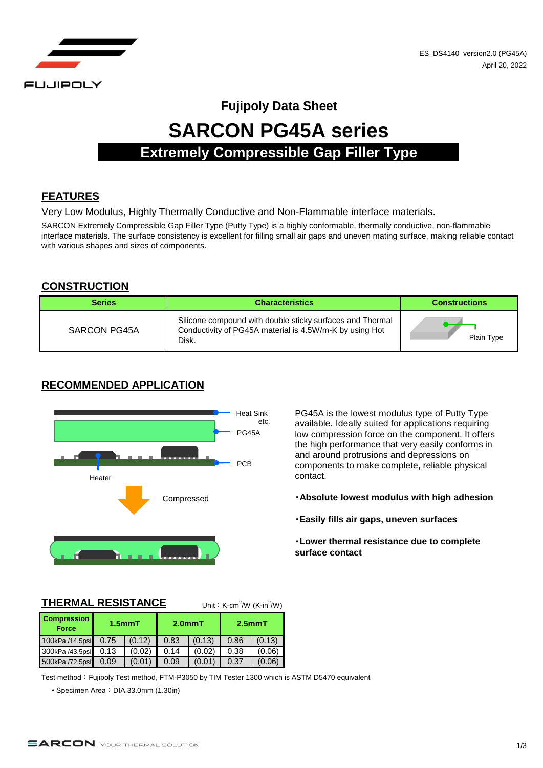ES_DS4140 version2.0 (PG45A)
April 20, 2022

# Fujipoly Data Sheet

# SARCON PG45A series

## Extremely Compressible Gap Filler Type

## FEATURES

Very Low Modulus, Highly Thermally Conductive and Non-Flammable interface materials.

SARCON Extremely Compressible Gap Filler Type (Putty Type) is a highly conformable, thermally conductive, non-flammable interface materials. The surface consistency is excellent for filling small air gaps and uneven mating surface, making reliable contact with various shapes and sizes of components.

## CONSTRUCTION

| Series | Characteristics | Constructions |
|---|---|---|
| SARCON PG45A | Silicone compound with double sticky surfaces and Thermal Conductivity of PG45A material is 4.5W/m-K by using Hot Disk. | Plain Type |

## RECOMMENDED APPLICATION

Heat Sink etc.
PG45A
PCB
Heater
Compressed

PG45A is the lowest modulus type of Putty Type available. Ideally suited for applications requiring low compression force on the component. It offers the high performance that very easily conforms in and around protrusions and depressions on components to make complete, reliable physical contact.

**・Absolute lowest modulus with high adhesion**

**・Easily fills air gaps, uneven surfaces**

**・Lower thermal resistance due to complete surface contact**

## THERMAL RESISTANCE

Unit：K-cm$^2$/W (K-in$^2$/W)

| Compression Force | 1.5mmT | | 2.0mmT | | 2.5mmT | |
|---|---|---|---|---|---|---|
| 100kPa /14.5psi | 0.75 | (0.12) | 0.83 | (0.13) | 0.86 | (0.13) |
| 300kPa /43.5psi | 0.13 | (0.02) | 0.14 | (0.02) | 0.38 | (0.06) |
| 500kPa /72.5psi | 0.09 | (0.01) | 0.09 | (0.01) | 0.37 | (0.06) |

Test method：Fujipoly Test method, FTM-P3050 by TIM Tester 1300 which is ASTM D5470 equivalent

• Specimen Area：DIA.33.0mm (1.30in)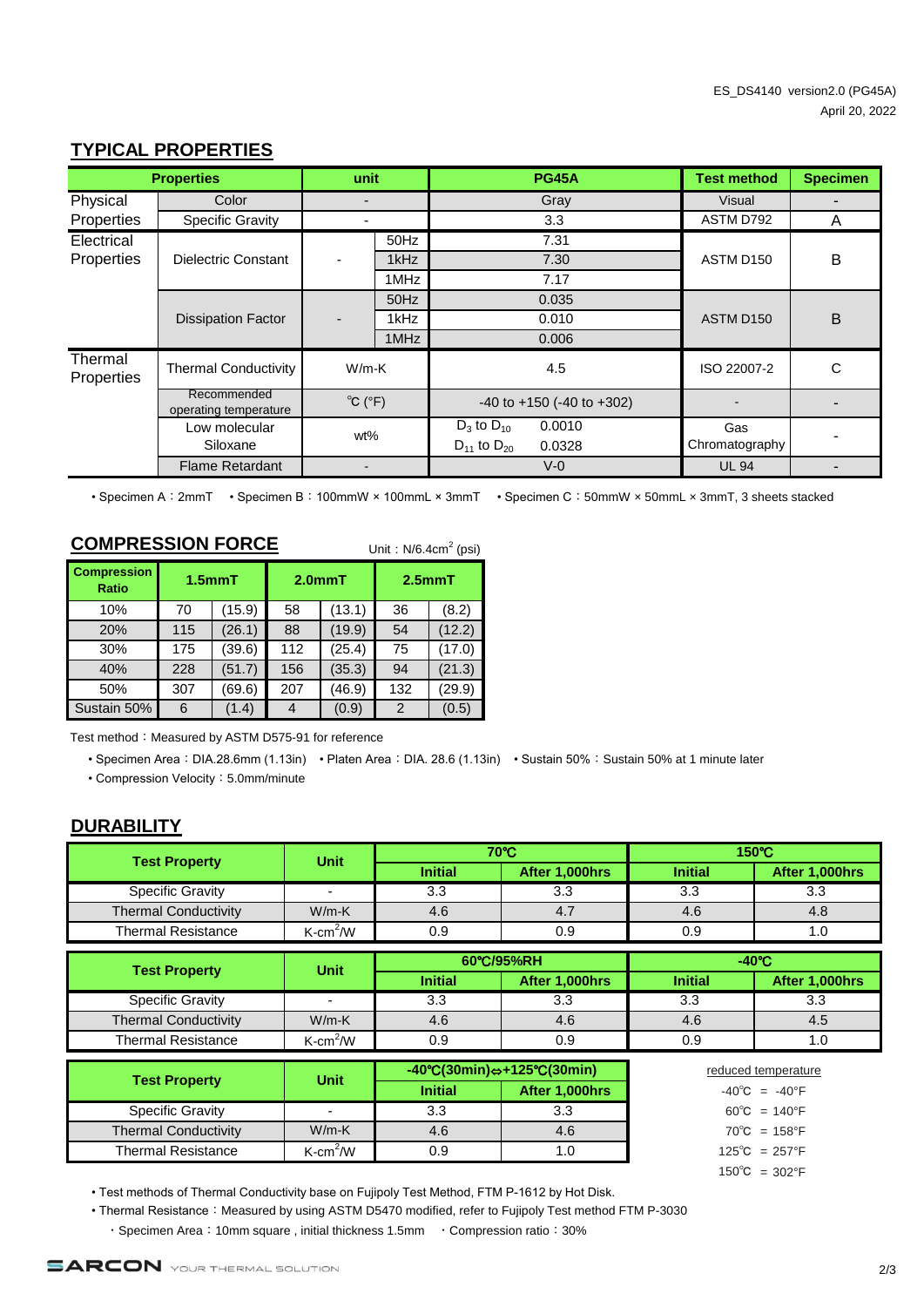ES_DS4140 version2.0 (PG45A)
April 20, 2022

## TYPICAL PROPERTIES

| Properties | | unit | | PG45A | Test method | Specimen |
|---|---|---|---|---|---|---|
| Physical Properties | Color | - | | Gray | Visual | - |
| | Specific Gravity | - | | 3.3 | ASTM D792 | A |
| Electrical Properties | Dielectric Constant | - | 50Hz | 7.31 | ASTM D150 | B |
| | | | 1kHz | 7.30 | | |
| | | | 1MHz | 7.17 | | |
| | Dissipation Factor | - | 50Hz | 0.035 | ASTM D150 | B |
| | | | 1kHz | 0.010 | | |
| | | | 1MHz | 0.006 | | |
| Thermal Properties | Thermal Conductivity | W/m-K | | 4.5 | ISO 22007-2 | C |
| | Recommended operating temperature | ℃ (°F) | | -40 to +150 (-40 to +302) | - | - |
| | Low molecular Siloxane | wt% | | $D_3$ to $D_{10}$ 0.0010 | Gas Chromatography | - |
| | | | | $D_{11}$ to $D_{20}$ 0.0328 | | |
| | Flame Retardant | - | | V-0 | UL 94 | - |

• Specimen A：2mmT • Specimen B：100mmW × 100mmL × 3mmT • Specimen C：50mmW × 50mmL × 3mmT, 3 sheets stacked

## COMPRESSION FORCE

Unit：N/6.4cm$^2$ (psi)

| Compression Ratio | 1.5mmT | | 2.0mmT | | 2.5mmT | |
|---|---|---|---|---|---|---|
| 10% | 70 | (15.9) | 58 | (13.1) | 36 | (8.2) |
| 20% | 115 | (26.1) | 88 | (19.9) | 54 | (12.2) |
| 30% | 175 | (39.6) | 112 | (25.4) | 75 | (17.0) |
| 40% | 228 | (51.7) | 156 | (35.3) | 94 | (21.3) |
| 50% | 307 | (69.6) | 207 | (46.9) | 132 | (29.9) |
| Sustain 50% | 6 | (1.4) | 4 | (0.9) | 2 | (0.5) |

Test method：Measured by ASTM D575-91 for reference

• Specimen Area：DIA.28.6mm (1.13in) • Platen Area：DIA. 28.6 (1.13in) • Sustain 50%：Sustain 50% at 1 minute later

• Compression Velocity：5.0mm/minute

## DURABILITY

| Test Property | Unit | 70℃ | | 150℃ | |
|---|---|---|---|---|---|
| | | Initial | After 1,000hrs | Initial | After 1,000hrs |
| Specific Gravity | - | 3.3 | 3.3 | 3.3 | 3.3 |
| Thermal Conductivity | W/m-K | 4.6 | 4.7 | 4.6 | 4.8 |
| Thermal Resistance | K-cm$^2$/W | 0.9 | 0.9 | 0.9 | 1.0 |

| Test Property | Unit | 60℃/95%RH | | -40℃ | |
|---|---|---|---|---|---|
| | | Initial | After 1,000hrs | Initial | After 1,000hrs |
| Specific Gravity | - | 3.3 | 3.3 | 3.3 | 3.3 |
| Thermal Conductivity | W/m-K | 4.6 | 4.6 | 4.6 | 4.5 |
| Thermal Resistance | K-cm$^2$/W | 0.9 | 0.9 | 0.9 | 1.0 |

| Test Property | Unit | -40℃(30min)⇔+125℃(30min) | |
|---|---|---|---|
| | | Initial | After 1,000hrs |
| Specific Gravity | - | 3.3 | 3.3 |
| Thermal Conductivity | W/m-K | 4.6 | 4.6 |
| Thermal Resistance | K-cm$^2$/W | 0.9 | 1.0 |

reduced temperature
-40℃ = -40°F
60℃ = 140°F
70℃ = 158°F
125℃ = 257°F
150℃ = 302°F

• Test methods of Thermal Conductivity base on Fujipoly Test Method, FTM P-1612 by Hot Disk.

• Thermal Resistance：Measured by using ASTM D5470 modified, refer to Fujipoly Test method FTM P-3030

・Specimen Area：10mm square , initial thickness 1.5mm ・Compression ratio：30%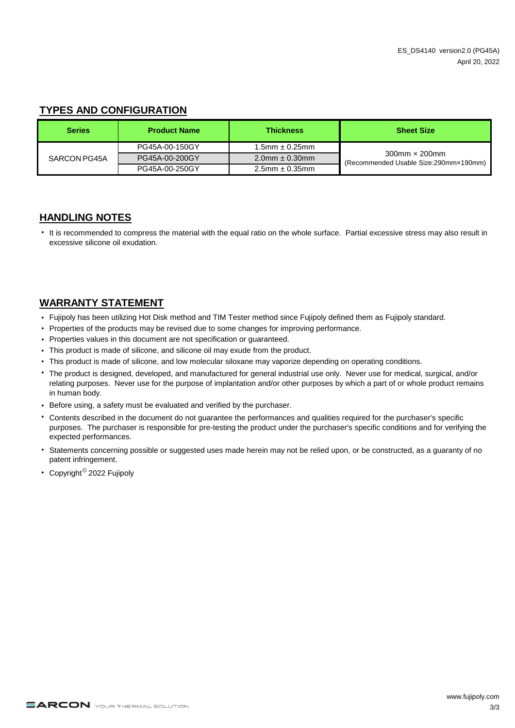## TYPES AND CONFIGURATION

| Series | Product Name | Thickness | Sheet Size |
|---|---|---|---|
| SARCON PG45A | PG45A-00-150GY | 1.5mm ± 0.25mm | 300mm × 200mm (Recommended Usable Size:290mm×190mm) |
| | PG45A-00-200GY | 2.0mm ± 0.30mm | |
| | PG45A-00-250GY | 2.5mm ± 0.35mm | |

## HANDLING NOTES

- It is recommended to compress the material with the equal ratio on the whole surface. Partial excessive stress may also result in excessive silicone oil exudation.

## WARRANTY STATEMENT

- Fujipoly has been utilizing Hot Disk method and TIM Tester method since Fujipoly defined them as Fujipoly standard.
- Properties of the products may be revised due to some changes for improving performance.
- Properties values in this document are not specification or guaranteed.
- This product is made of silicone, and silicone oil may exude from the product.
- This product is made of silicone, and low molecular siloxane may vaporize depending on operating conditions.
- The product is designed, developed, and manufactured for general industrial use only. Never use for medical, surgical, and/or relating purposes. Never use for the purpose of implantation and/or other purposes by which a part of or whole product remains in human body.
- Before using, a safety must be evaluated and verified by the purchaser.
- Contents described in the document do not guarantee the performances and qualities required for the purchaser's specific purposes. The purchaser is responsible for pre-testing the product under the purchaser's specific conditions and for verifying the expected performances.
- Statements concerning possible or suggested uses made herein may not be relied upon, or be constructed, as a guaranty of no patent infringement.
- Copyright© 2022 Fujipoly